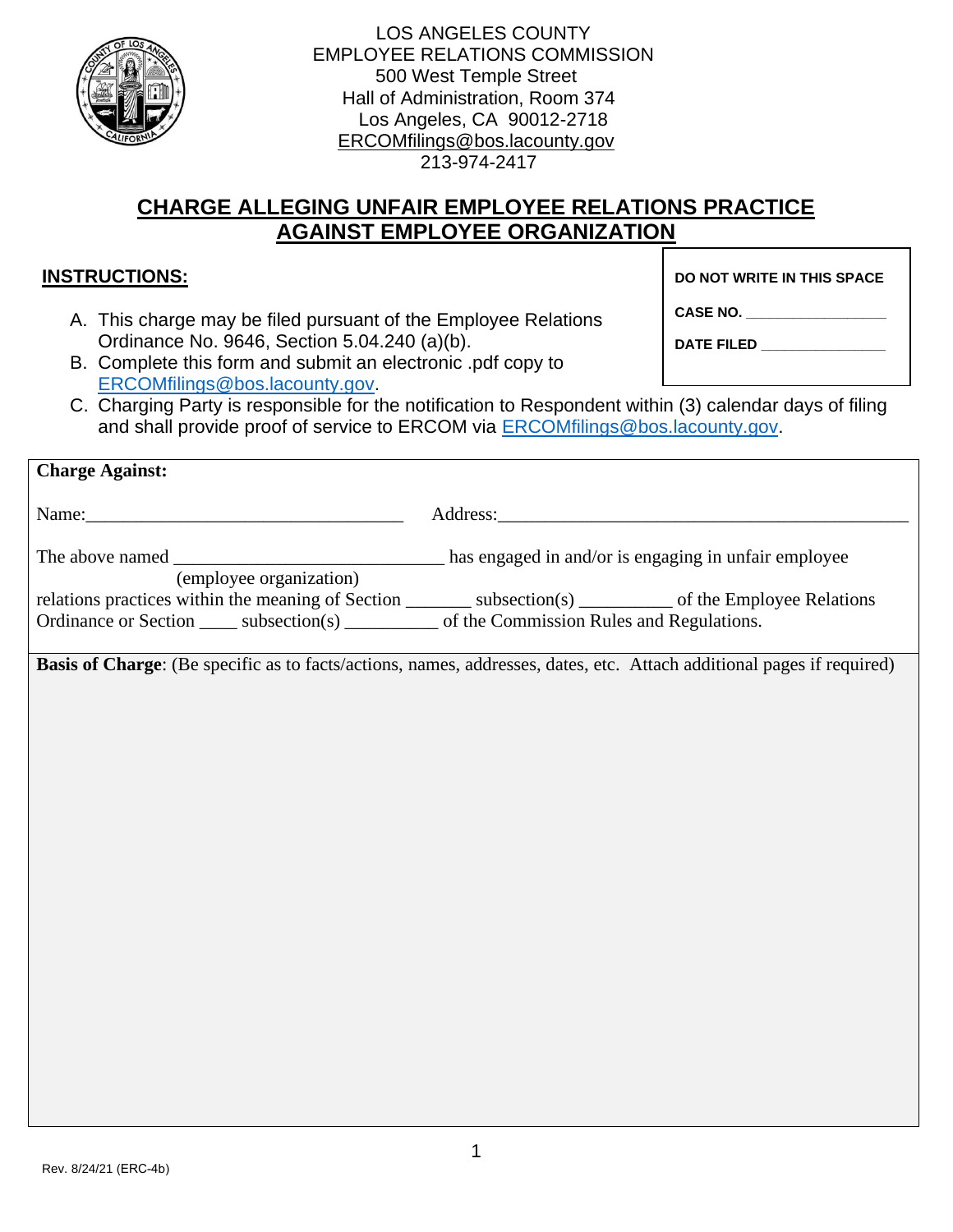LOS ANGELES COUNTY
EMPLOYEE RELATIONS COMMISSION
500 West Temple Street
Hall of Administration, Room 374
Los Angeles, CA 90012-2718
ERCOMfilings@bos.lacounty.gov
213-974-2417

# CHARGE ALLEGING UNFAIR EMPLOYEE RELATIONS PRACTICE AGAINST EMPLOYEE ORGANIZATION

| DO NOT WRITE IN THIS SPACE |
|---|
| CASE NO. ________________ |
| DATE FILED ______________ |

## INSTRUCTIONS:

A. This charge may be filed pursuant of the Employee Relations Ordinance No. 9646, Section 5.04.240 (a)(b).
B. Complete this form and submit an electronic .pdf copy to ERCOMfilings@bos.lacounty.gov.
C. Charging Party is responsible for the notification to Respondent within (3) calendar days of filing and shall provide proof of service to ERCOM via ERCOMfilings@bos.lacounty.gov.

**Charge Against:**

Name:__________________________________ Address:____________________________________________

The above named ____________________________ has engaged in and/or is engaging in unfair employee
(employee organization)
relations practices within the meaning of Section _______ subsection(s) __________ of the Employee Relations Ordinance or Section ____ subsection(s) __________ of the Commission Rules and Regulations.

**Basis of Charge**: (Be specific as to facts/actions, names, addresses, dates, etc. Attach additional pages if required)

Rev. 8/24/21 (ERC-4b)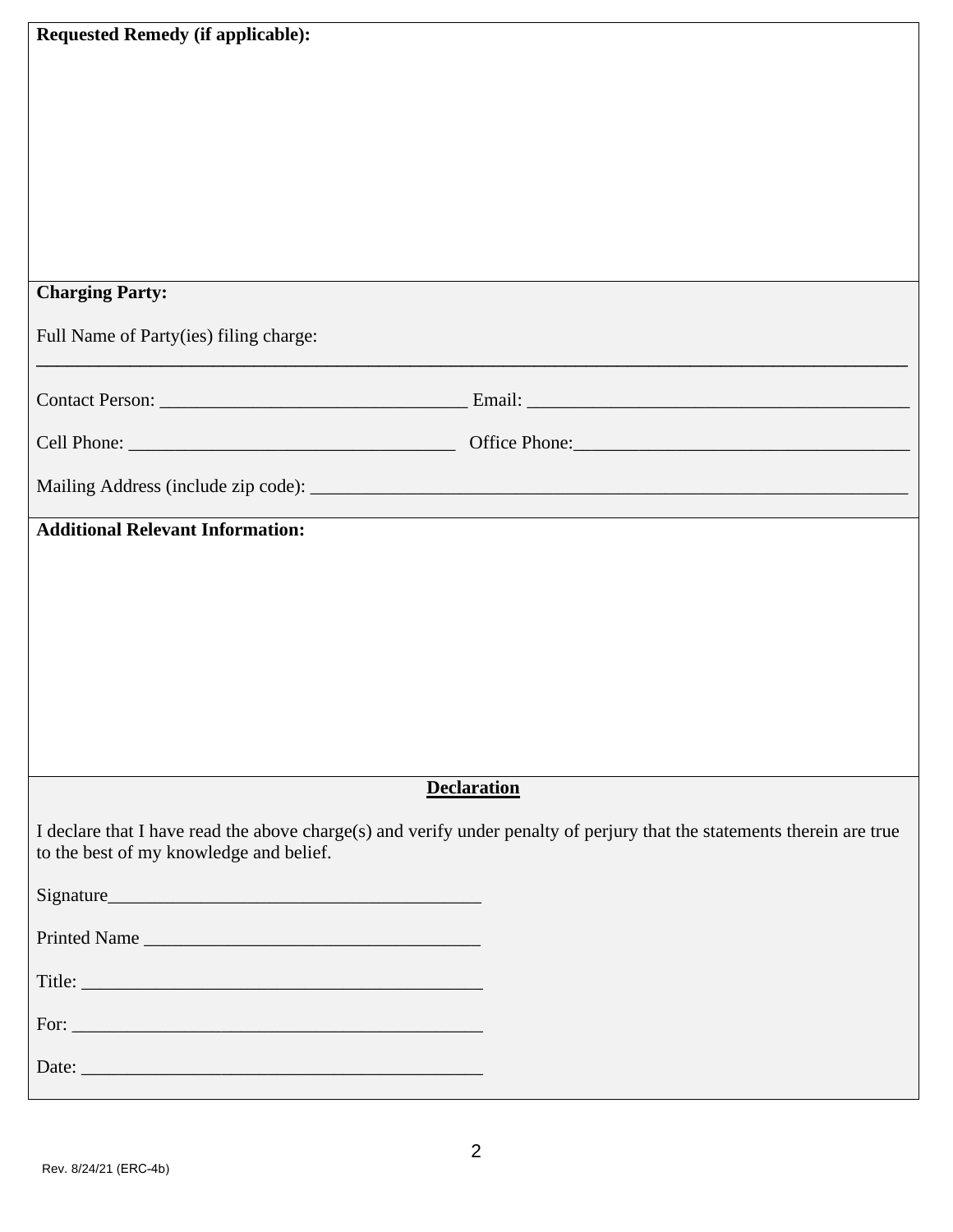**Requested Remedy (if applicable):**

**Charging Party:**

Full Name of Party(ies) filing charge:

______________________________________________________________________________

Contact Person: _________________________________ Email: _________________________________________

Cell Phone: ___________________________________ Office Phone:___________________________________

Mailing Address (include zip code): ________________________________________________________________

**Additional Relevant Information:**

**Declaration**

I declare that I have read the above charge(s) and verify under penalty of perjury that the statements therein are true to the best of my knowledge and belief.

Signature_______________________________________

Printed Name ___________________________________

Title: __________________________________________

For: ___________________________________________

Date: __________________________________________

Rev. 8/24/21 (ERC-4b)